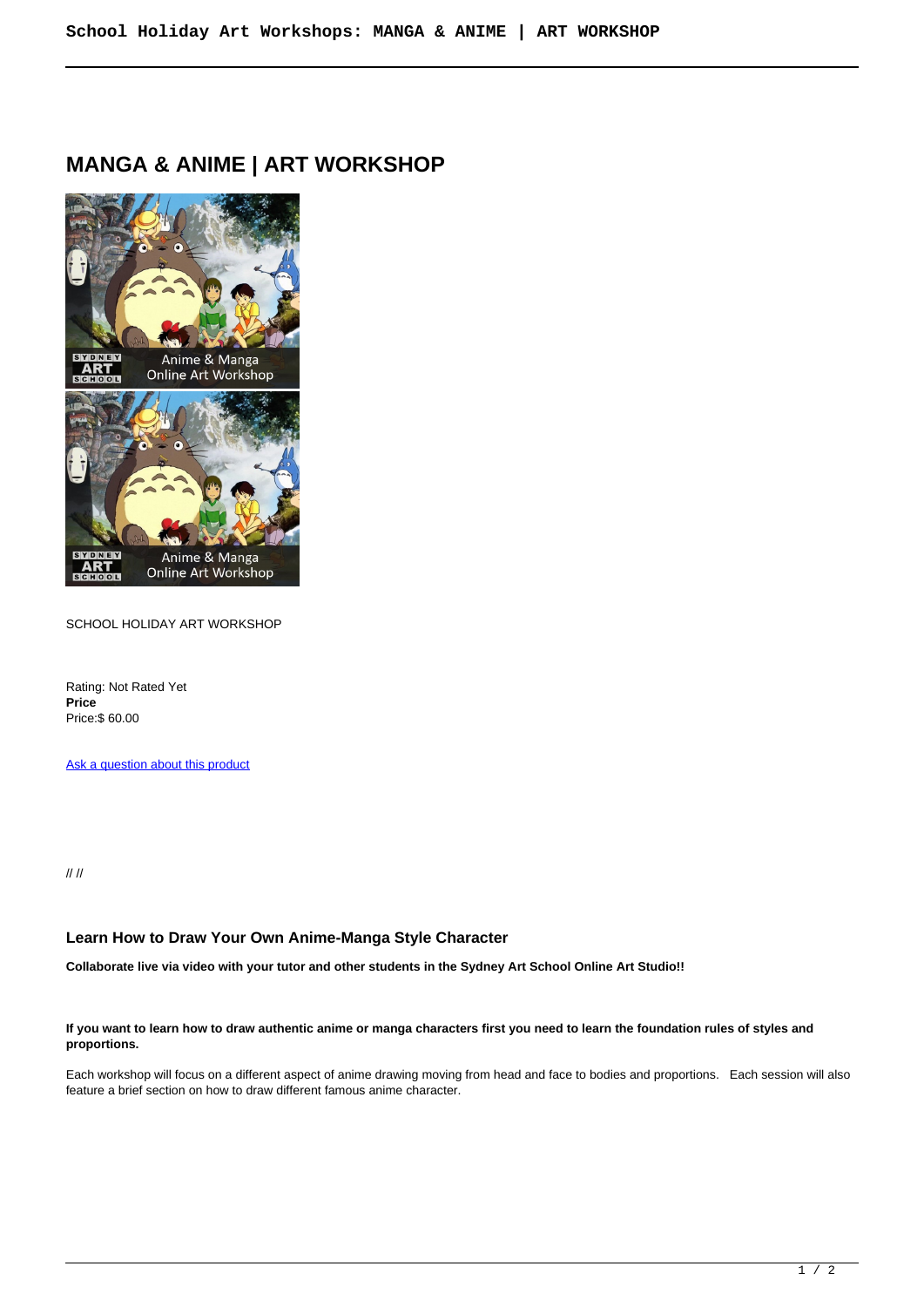# MANGA & ANIME | ART WORKSHOP

SCHOOL HOLIDAY ART WORKSHOP

Rating: Not Rated Yet
**Price**
Price:$ 60.00

Ask a question about this product

// //

### Learn How to Draw Your Own Anime-Manga Style Character

**Collaborate live via video with your tutor and other students in the Sydney Art School Online Art Studio!!**

**If you want to learn how to draw authentic anime or manga characters first you need to learn the foundation rules of styles and proportions.**

Each workshop will focus on a different aspect of anime drawing moving from head and face to bodies and proportions. Each session will also feature a brief section on how to draw different famous anime character.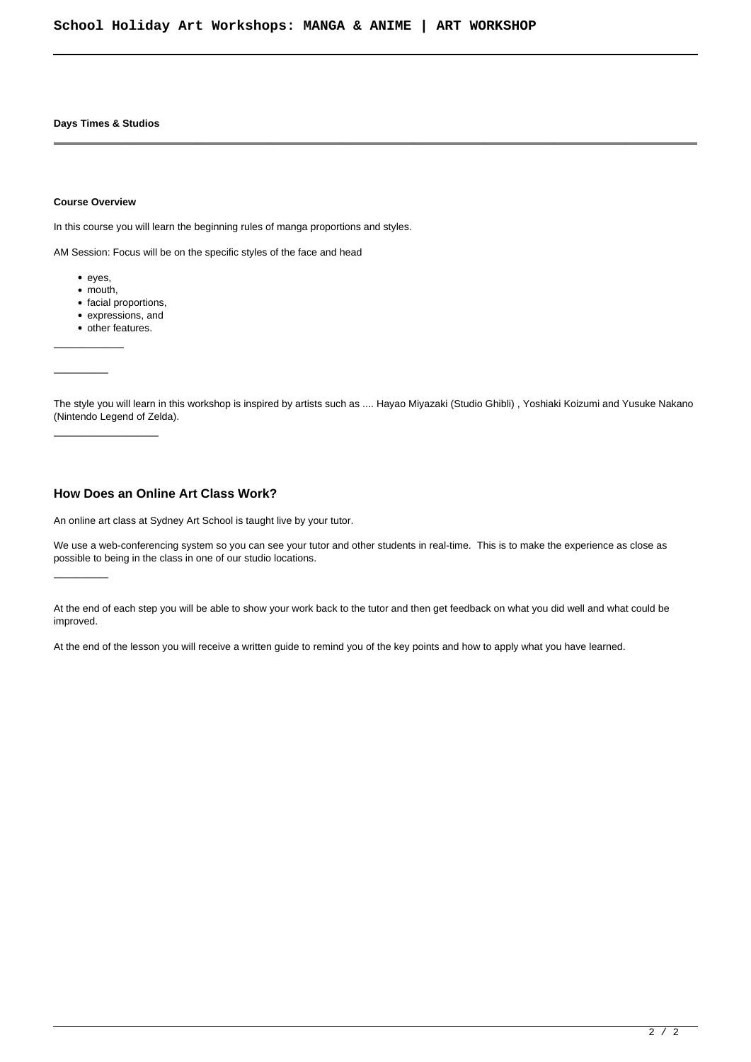**Days Times & Studios**

---

**Course Overview**

In this course you will learn the beginning rules of manga proportions and styles.

AM Session: Focus will be on the specific styles of the face and head

- eyes,
- mouth,
- facial proportions,
- expressions, and
- other features.

The style you will learn in this workshop is inspired by artists such as .... Hayao Miyazaki (Studio Ghibli) , Yoshiaki Koizumi and Yusuke Nakano (Nintendo Legend of Zelda).

### How Does an Online Art Class Work?

An online art class at Sydney Art School is taught live by your tutor.

We use a web-conferencing system so you can see your tutor and other students in real-time. This is to make the experience as close as possible to being in the class in one of our studio locations.

At the end of each step you will be able to show your work back to the tutor and then get feedback on what you did well and what could be improved.

At the end of the lesson you will receive a written guide to remind you of the key points and how to apply what you have learned.